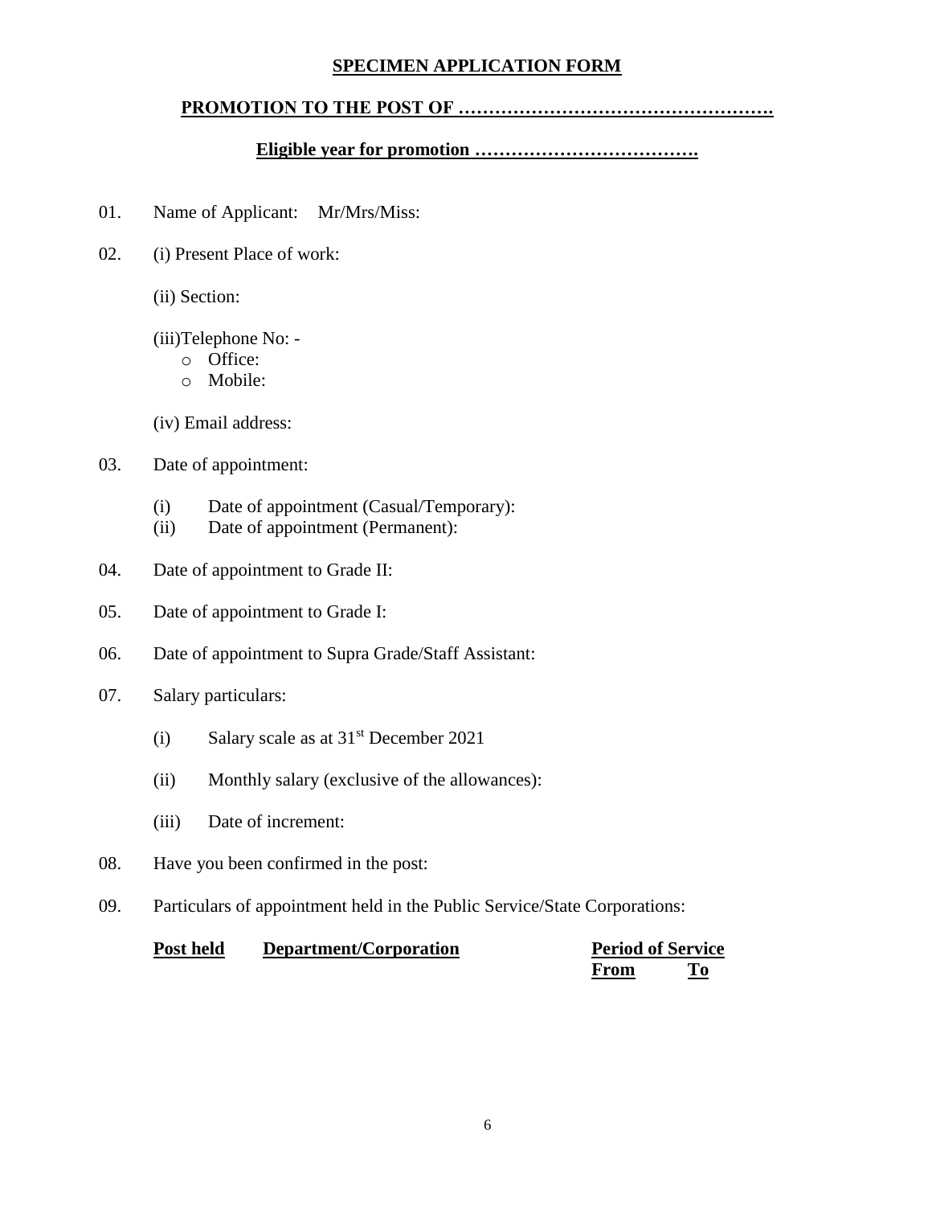# SPECIMEN APPLICATION FORM

## PROMOTION TO THE POST OF …………………………………………….

### Eligible year for promotion ……………………………….

01. Name of Applicant: Mr/Mrs/Miss:

02. (i) Present Place of work:

    (ii) Section:

    (iii)Telephone No: -
    - Office:
    - Mobile:

    (iv) Email address:

03. Date of appointment:

    (i) Date of appointment (Casual/Temporary):
    (ii) Date of appointment (Permanent):

04. Date of appointment to Grade II:

05. Date of appointment to Grade I:

06. Date of appointment to Supra Grade/Staff Assistant:

07. Salary particulars:

    (i) Salary scale as at 31st December 2021

    (ii) Monthly salary (exclusive of the allowances):

    (iii) Date of increment:

08. Have you been confirmed in the post:

09. Particulars of appointment held in the Public Service/State Corporations:

| **Post held** | **Department/Corporation** | **Period of Service** | |
|---|---|---|---|
| | | **From** | **To** |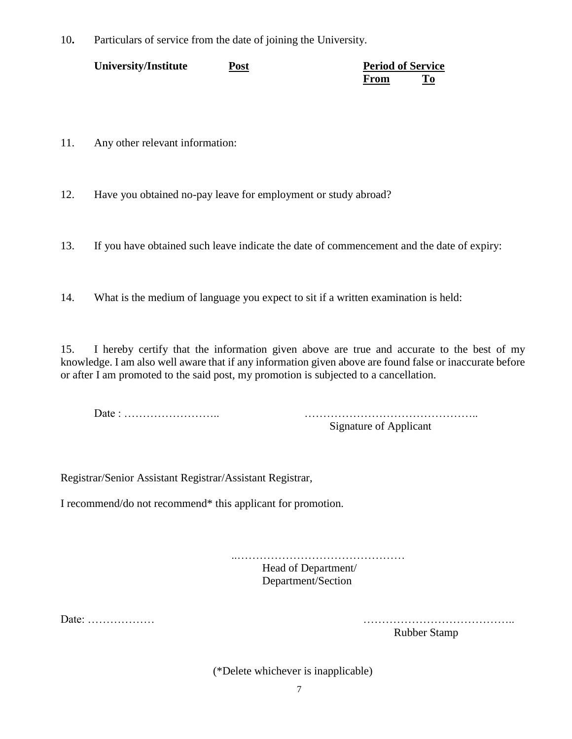10. Particulars of service from the date of joining the University.

| University/Institute | Post | Period of Service | |
|---|---|---|---|
| | | From | To |

11. Any other relevant information:

12. Have you obtained no-pay leave for employment or study abroad?

13. If you have obtained such leave indicate the date of commencement and the date of expiry:

14. What is the medium of language you expect to sit if a written examination is held:

15. I hereby certify that the information given above are true and accurate to the best of my knowledge. I am also well aware that if any information given above are found false or inaccurate before or after I am promoted to the said post, my promotion is subjected to a cancellation.

Date : ……………………..  ………………………………………..
Signature of Applicant

Registrar/Senior Assistant Registrar/Assistant Registrar,

I recommend/do not recommend* this applicant for promotion.

..………………………………………
Head of Department/
Department/Section

Date: ………………  …………………………………..
Rubber Stamp

(*Delete whichever is inapplicable)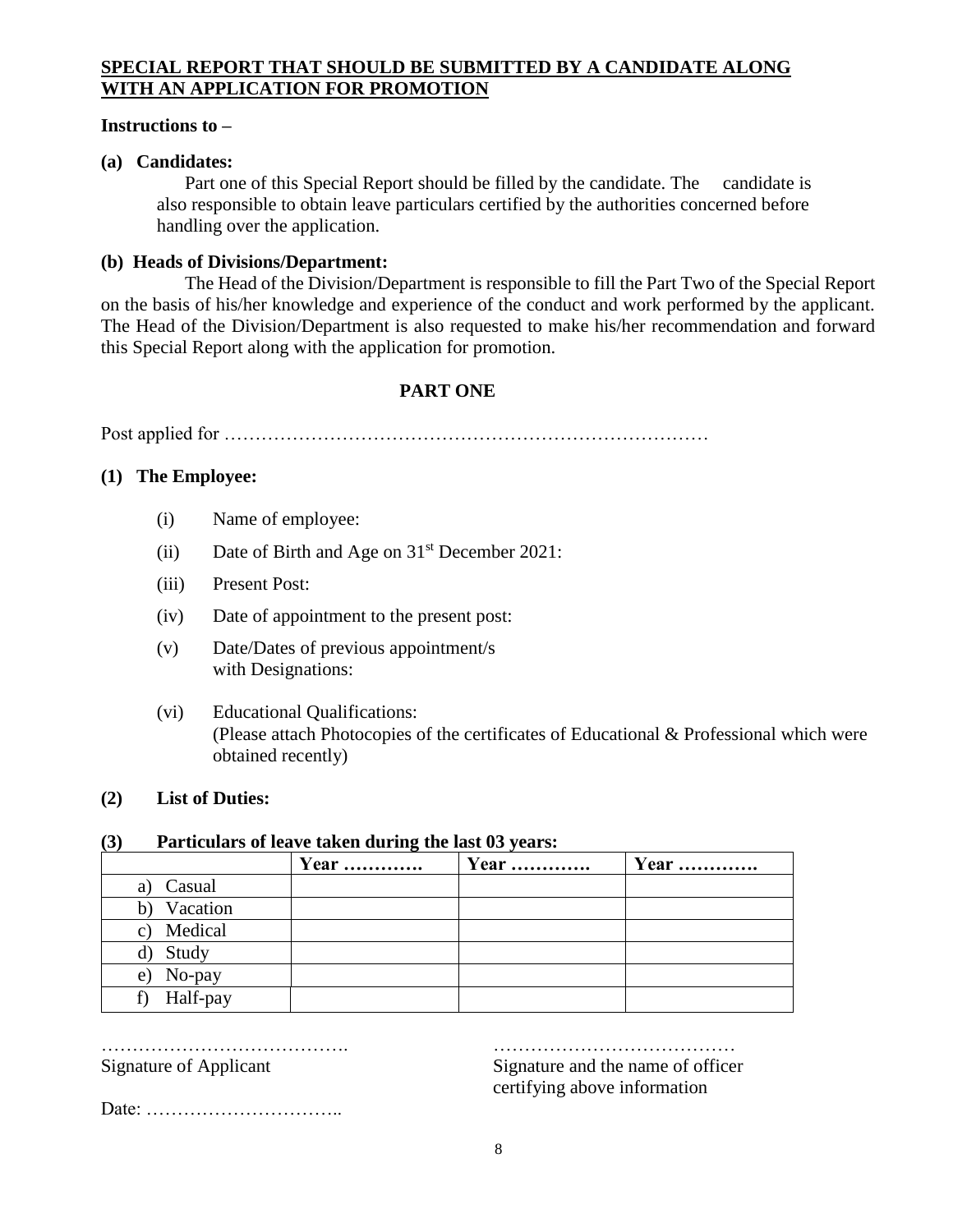## SPECIAL REPORT THAT SHOULD BE SUBMITTED BY A CANDIDATE ALONG WITH AN APPLICATION FOR PROMOTION

**Instructions to –**

**(a) Candidates:**

Part one of this Special Report should be filled by the candidate. The candidate is also responsible to obtain leave particulars certified by the authorities concerned before handling over the application.

**(b) Heads of Divisions/Department:**

The Head of the Division/Department is responsible to fill the Part Two of the Special Report on the basis of his/her knowledge and experience of the conduct and work performed by the applicant. The Head of the Division/Department is also requested to make his/her recommendation and forward this Special Report along with the application for promotion.

### PART ONE

Post applied for ……………………………………………………………………

**(1) The Employee:**

(i) Name of employee:

(ii) Date of Birth and Age on 31st December 2021:

(iii) Present Post:

(iv) Date of appointment to the present post:

(v) Date/Dates of previous appointment/s with Designations:

(vi) Educational Qualifications:
(Please attach Photocopies of the certificates of Educational & Professional which were obtained recently)

**(2) List of Duties:**

**(3) Particulars of leave taken during the last 03 years:**

| | Year …………. | Year …………. | Year …………. |
|---|---|---|---|
| a) Casual | | | |
| b) Vacation | | | |
| c) Medical | | | |
| d) Study | | | |
| e) No-pay | | | |
| f) Half-pay | | | |

………………………………….
Signature of Applicant

…………………………………
Signature and the name of officer certifying above information

Date: …………………………..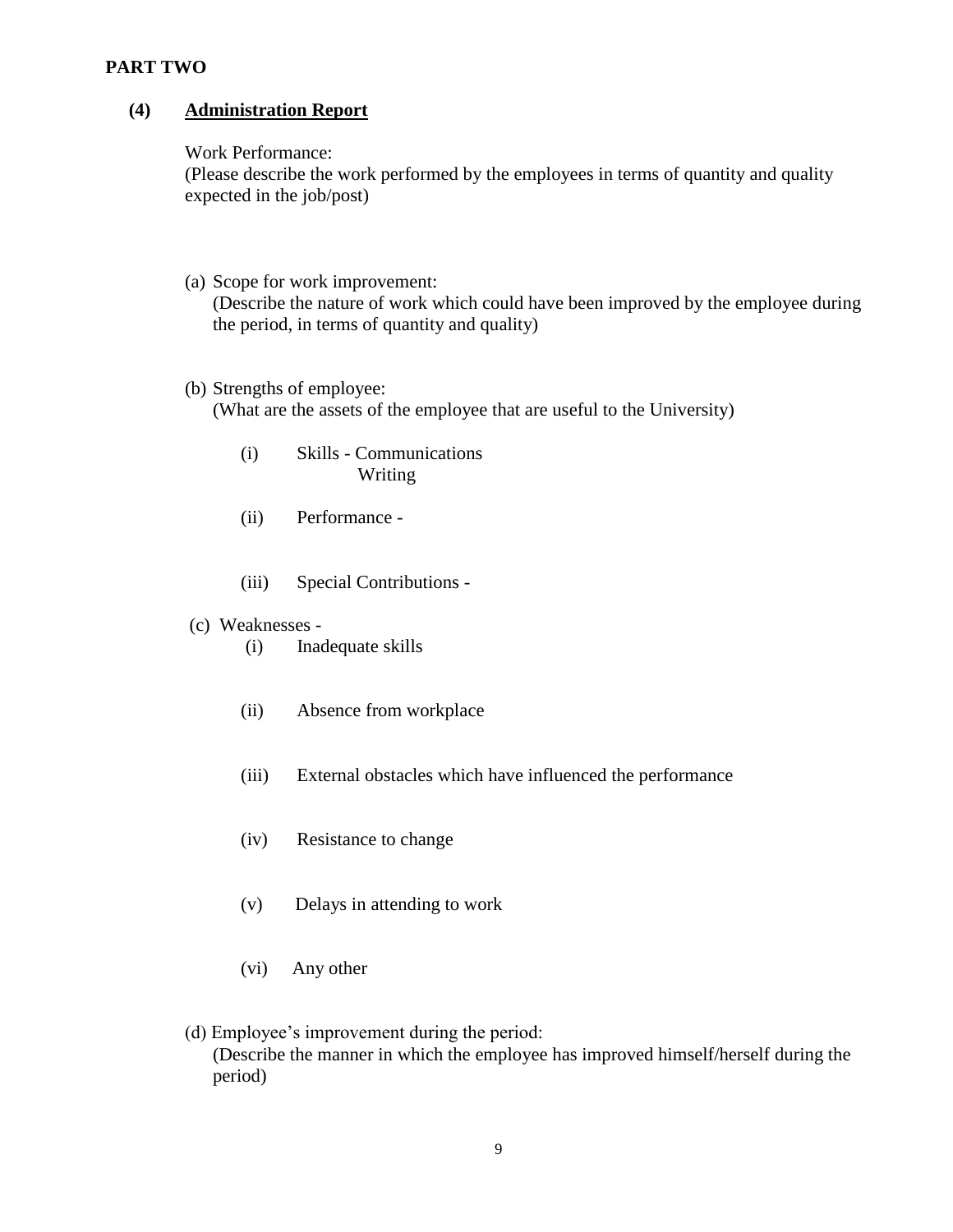**PART TWO**

## (4) Administration Report

Work Performance:
(Please describe the work performed by the employees in terms of quantity and quality expected in the job/post)

(a) Scope for work improvement:
(Describe the nature of work which could have been improved by the employee during the period, in terms of quantity and quality)

(b) Strengths of employee:
(What are the assets of the employee that are useful to the University)

- (i) Skills - Communications
  Writing
- (ii) Performance -
- (iii) Special Contributions -

(c) Weaknesses -

- (i) Inadequate skills
- (ii) Absence from workplace
- (iii) External obstacles which have influenced the performance
- (iv) Resistance to change
- (v) Delays in attending to work
- (vi) Any other

(d) Employee's improvement during the period:
(Describe the manner in which the employee has improved himself/herself during the period)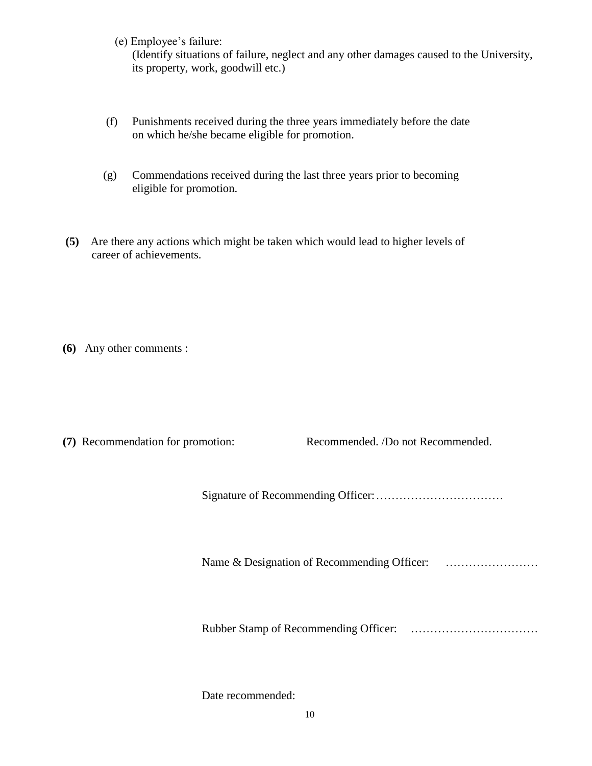(e) Employee's failure:
(Identify situations of failure, neglect and any other damages caused to the University, its property, work, goodwill etc.)

(f) Punishments received during the three years immediately before the date on which he/she became eligible for promotion.

(g) Commendations received during the last three years prior to becoming eligible for promotion.

**(5)** Are there any actions which might be taken which would lead to higher levels of career of achievements.

**(6)** Any other comments :

**(7)** Recommendation for promotion: Recommended. /Do not Recommended.

Signature of Recommending Officer:……………………………

Name & Designation of Recommending Officer: ……………………

Rubber Stamp of Recommending Officer: ……………………………

Date recommended: